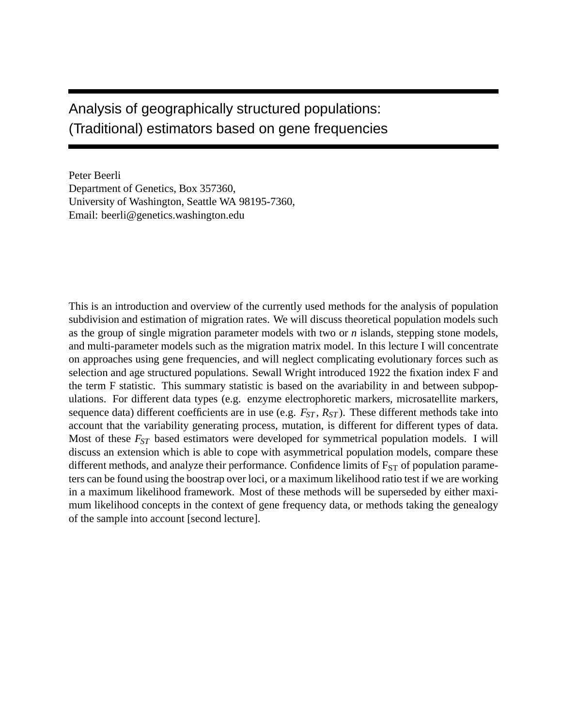# Analysis of geographically structured populations: (Traditional) estimators based on gene frequencies

Peter Beerli
Department of Genetics, Box 357360,
University of Washington, Seattle WA 98195-7360,
Email: beerli@genetics.washington.edu

This is an introduction and overview of the currently used methods for the analysis of population subdivision and estimation of migration rates. We will discuss theoretical population models such as the group of single migration parameter models with two or *n* islands, stepping stone models, and multi-parameter models such as the migration matrix model. In this lecture I will concentrate on approaches using gene frequencies, and will neglect complicating evolutionary forces such as selection and age structured populations. Sewall Wright introduced 1922 the fixation index F and the term F statistic. This summary statistic is based on the avariability in and between subpopulations. For different data types (e.g. enzyme electrophoretic markers, microsatellite markers, sequence data) different coefficients are in use (e.g. $F_{ST}$, $R_{ST}$). These different methods take into account that the variability generating process, mutation, is different for different types of data. Most of these $F_{ST}$ based estimators were developed for symmetrical population models. I will discuss an extension which is able to cope with asymmetrical population models, compare these different methods, and analyze their performance. Confidence limits of $F_{ST}$ of population parameters can be found using the boostrap over loci, or a maximum likelihood ratio test if we are working in a maximum likelihood framework. Most of these methods will be superseded by either maximum likelihood concepts in the context of gene frequency data, or methods taking the genealogy of the sample into account [second lecture].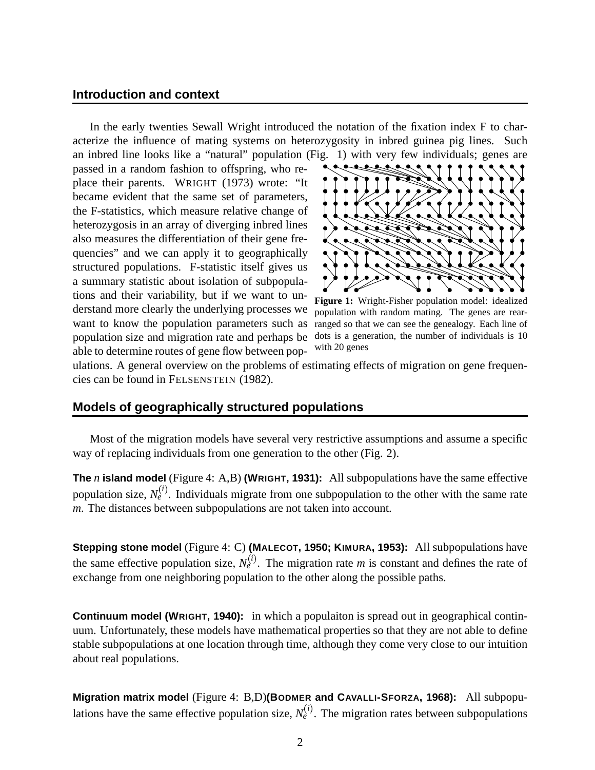## Introduction and context

In the early twenties Sewall Wright introduced the notation of the fixation index F to characterize the influence of mating systems on heterozygosity in inbred guinea pig lines. Such an inbred line looks like a "natural" population (Fig. 1) with very few individuals; genes are passed in a random fashion to offspring, who replace their parents. WRIGHT (1973) wrote: "It became evident that the same set of parameters, the F-statistics, which measure relative change of heterozygosis in an array of diverging inbred lines also measures the differentiation of their gene frequencies" and we can apply it to geographically structured populations. F-statistic itself gives us a summary statistic about isolation of subpopulations and their variability, but if we want to understand more clearly the underlying processes we want to know the population parameters such as population size and migration rate and perhaps be able to determine routes of gene flow between populations. A general overview on the problems of estimating effects of migration on gene frequencies can be found in FELSENSTEIN (1982).

**Figure 1:** Wright-Fisher population model: idealized population with random mating. The genes are rearranged so that we can see the genealogy. Each line of dots is a generation, the number of individuals is 10 with 20 genes

## Models of geographically structured populations

Most of the migration models have several very restrictive assumptions and assume a specific way of replacing individuals from one generation to the other (Fig. 2).

**The *n* island model** (Figure 4: A,B) **(WRIGHT, 1931):** All subpopulations have the same effective population size, $N_e^{(i)}$. Individuals migrate from one subpopulation to the other with the same rate $m$. The distances between subpopulations are not taken into account.

**Stepping stone model** (Figure 4: C) **(MALECOT, 1950; KIMURA, 1953):** All subpopulations have the same effective population size, $N_e^{(i)}$. The migration rate $m$ is constant and defines the rate of exchange from one neighboring population to the other along the possible paths.

**Continuum model (WRIGHT, 1940):** in which a populaiton is spread out in geographical continuum. Unfortunately, these models have mathematical properties so that they are not able to define stable subpopulations at one location through time, although they come very close to our intuition about real populations.

**Migration matrix model** (Figure 4: B,D)**(BODMER and CAVALLI-SFORZA, 1968):** All subpopulations have the same effective population size, $N_e^{(i)}$. The migration rates between subpopulations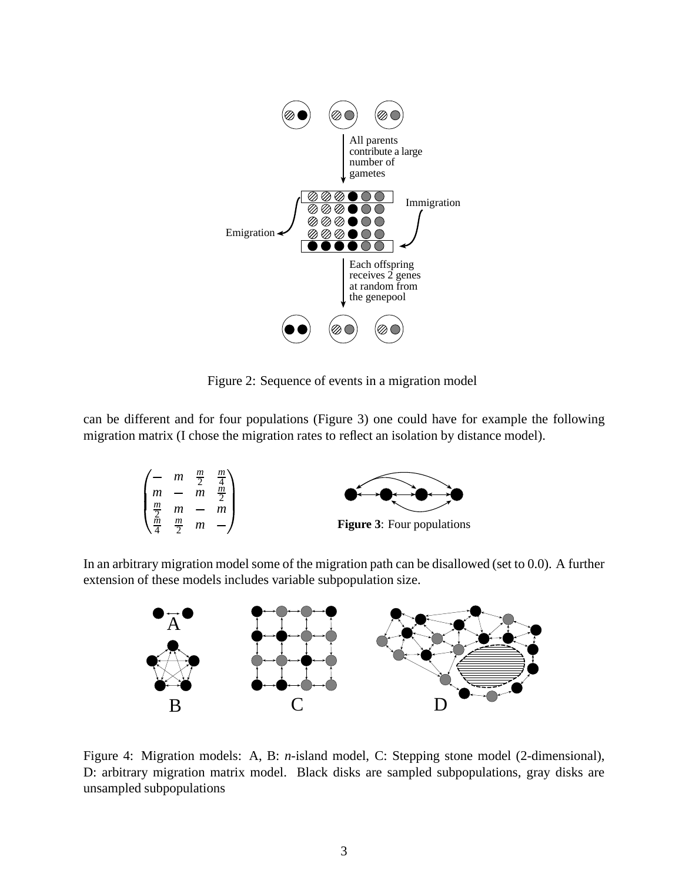Figure 2: Sequence of events in a migration model

can be different and for four populations (Figure 3) one could have for example the following migration matrix (I chose the migration rates to reflect an isolation by distance model).

$$\begin{pmatrix} - & m & \frac{m}{2} & \frac{m}{4} \\ m & - & m & \frac{m}{2} \\ \frac{m}{2} & m & - & m \\ \frac{m}{4} & \frac{m}{2} & m & - \end{pmatrix}$$

**Figure 3**: Four populations

In an arbitrary migration model some of the migration path can be disallowed (set to 0.0). A further extension of these models includes variable subpopulation size.

Figure 4: Migration models: A, B: *n*-island model, C: Stepping stone model (2-dimensional), D: arbitrary migration matrix model. Black disks are sampled subpopulations, gray disks are unsampled subpopulations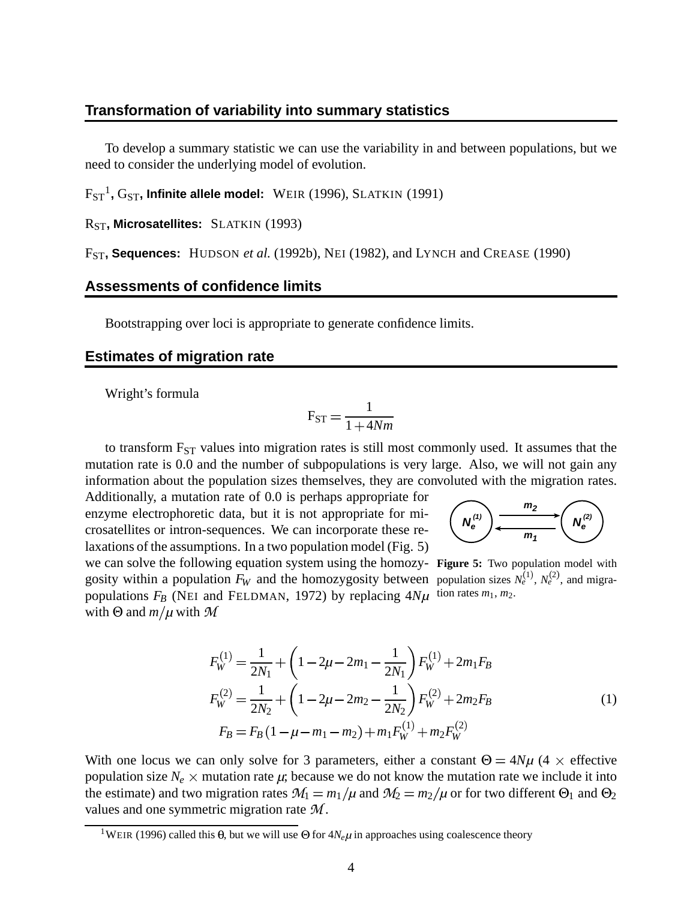## Transformation of variability into summary statistics

To develop a summary statistic we can use the variability in and between populations, but we need to consider the underlying model of evolution.

$F_{ST}$[1], $G_{ST}$, **Infinite allele model:** WEIR (1996), SLATKIN (1991)

$R_{ST}$, **Microsatellites:** SLATKIN (1993)

$F_{ST}$, **Sequences:** HUDSON *et al.* (1992b), NEI (1982), and LYNCH and CREASE (1990)

## Assessments of confidence limits

Bootstrapping over loci is appropriate to generate confidence limits.

## Estimates of migration rate

Wright's formula

$$F_{ST} = \frac{1}{1 + 4Nm}$$

to transform $F_{ST}$ values into migration rates is still most commonly used. It assumes that the mutation rate is 0.0 and the number of subpopulations is very large. Also, we will not gain any information about the population sizes themselves, they are convoluted with the migration rates. Additionally, a mutation rate of 0.0 is perhaps appropriate for enzyme electrophoretic data, but it is not appropriate for microsatellites or intron-sequences. We can incorporate these relaxations of the assumptions. In a two population model (Fig. 5) we can solve the following equation system using the homozygosity within a population $F_W$ and the homozygosity between populations $F_B$ (NEI and FELDMAN, 1972) by replacing $4N\mu$ with $\Theta$ and $m/\mu$ with $\mathcal{M}$

**Figure 5:** Two population model with population sizes $N_e^{(1)}$, $N_e^{(2)}$, and migration rates $m_1$, $m_2$.

$$\begin{aligned}
F_W^{(1)} &= \frac{1}{2N_1} + \left(1 - 2\mu - 2m_1 - \frac{1}{2N_1}\right) F_W^{(1)} + 2m_1 F_B \\
F_W^{(2)} &= \frac{1}{2N_2} + \left(1 - 2\mu - 2m_2 - \frac{1}{2N_2}\right) F_W^{(2)} + 2m_2 F_B \\
F_B &= F_B(1 - \mu - m_1 - m_2) + m_1 F_W^{(1)} + m_2 F_W^{(2)}
\end{aligned} \tag{1}$$

With one locus we can only solve for 3 parameters, either a constant $\Theta = 4N\mu$ (4 $\times$ effective population size $N_e$ $\times$ mutation rate $\mu$; because we do not know the mutation rate we include it into the estimate) and two migration rates $\mathcal{M}_1 = m_1/\mu$ and $\mathcal{M}_2 = m_2/\mu$ or for two different $\Theta_1$ and $\Theta_2$ values and one symmetric migration rate $\mathcal{M}$.

[1] WEIR (1996) called this $\theta$, but we will use $\Theta$ for $4N_e\mu$ in approaches using coalescence theory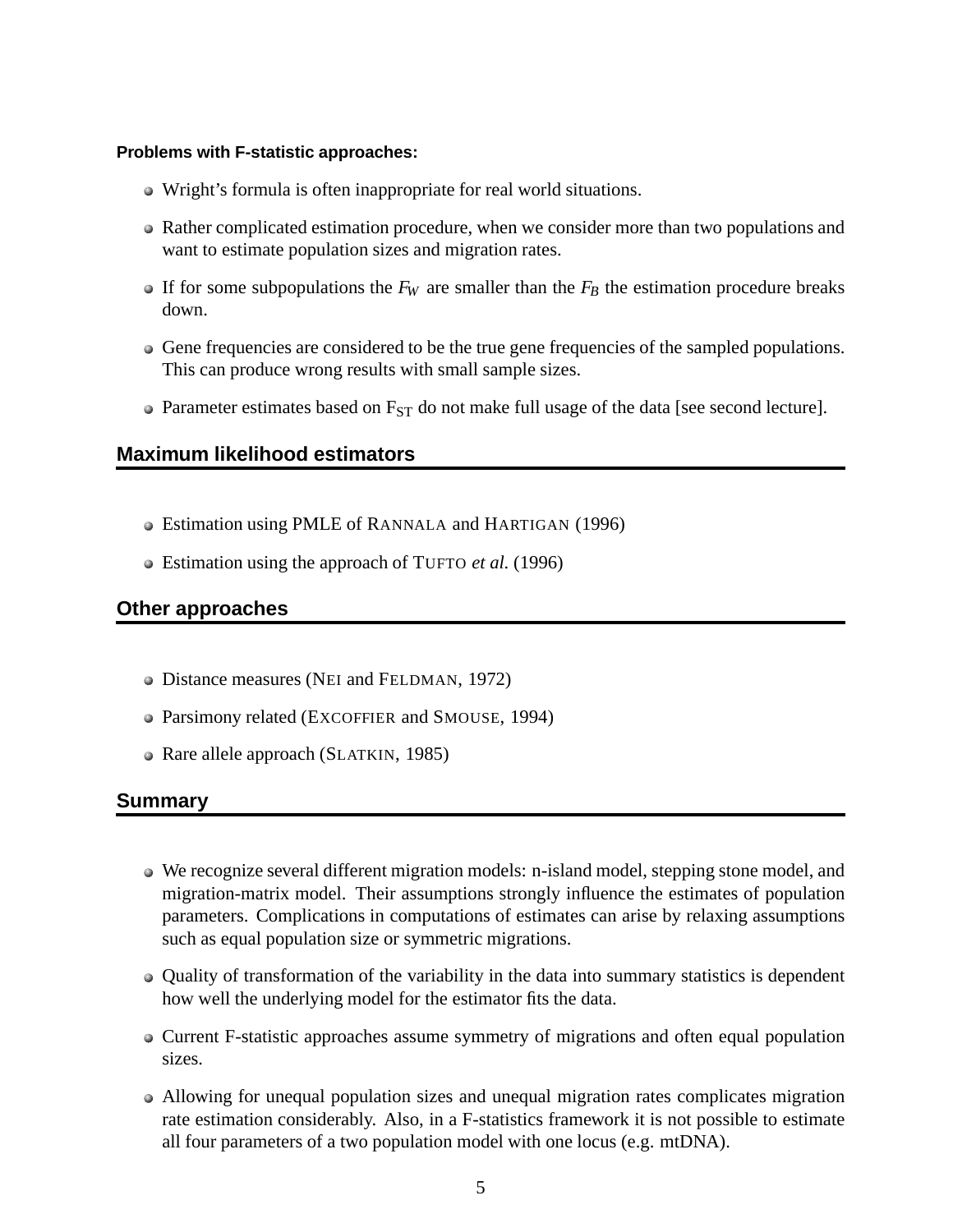**Problems with F-statistic approaches:**

- Wright's formula is often inappropriate for real world situations.
- Rather complicated estimation procedure, when we consider more than two populations and want to estimate population sizes and migration rates.
- If for some subpopulations the $F_W$ are smaller than the $F_B$ the estimation procedure breaks down.
- Gene frequencies are considered to be the true gene frequencies of the sampled populations. This can produce wrong results with small sample sizes.
- Parameter estimates based on $F_{ST}$ do not make full usage of the data [see second lecture].

## Maximum likelihood estimators

- Estimation using PMLE of RANNALA and HARTIGAN (1996)
- Estimation using the approach of TUFTO *et al.* (1996)

## Other approaches

- Distance measures (NEI and FELDMAN, 1972)
- Parsimony related (EXCOFFIER and SMOUSE, 1994)
- Rare allele approach (SLATKIN, 1985)

## Summary

- We recognize several different migration models: n-island model, stepping stone model, and migration-matrix model. Their assumptions strongly influence the estimates of population parameters. Complications in computations of estimates can arise by relaxing assumptions such as equal population size or symmetric migrations.
- Quality of transformation of the variability in the data into summary statistics is dependent how well the underlying model for the estimator fits the data.
- Current F-statistic approaches assume symmetry of migrations and often equal population sizes.
- Allowing for unequal population sizes and unequal migration rates complicates migration rate estimation considerably. Also, in a F-statistics framework it is not possible to estimate all four parameters of a two population model with one locus (e.g. mtDNA).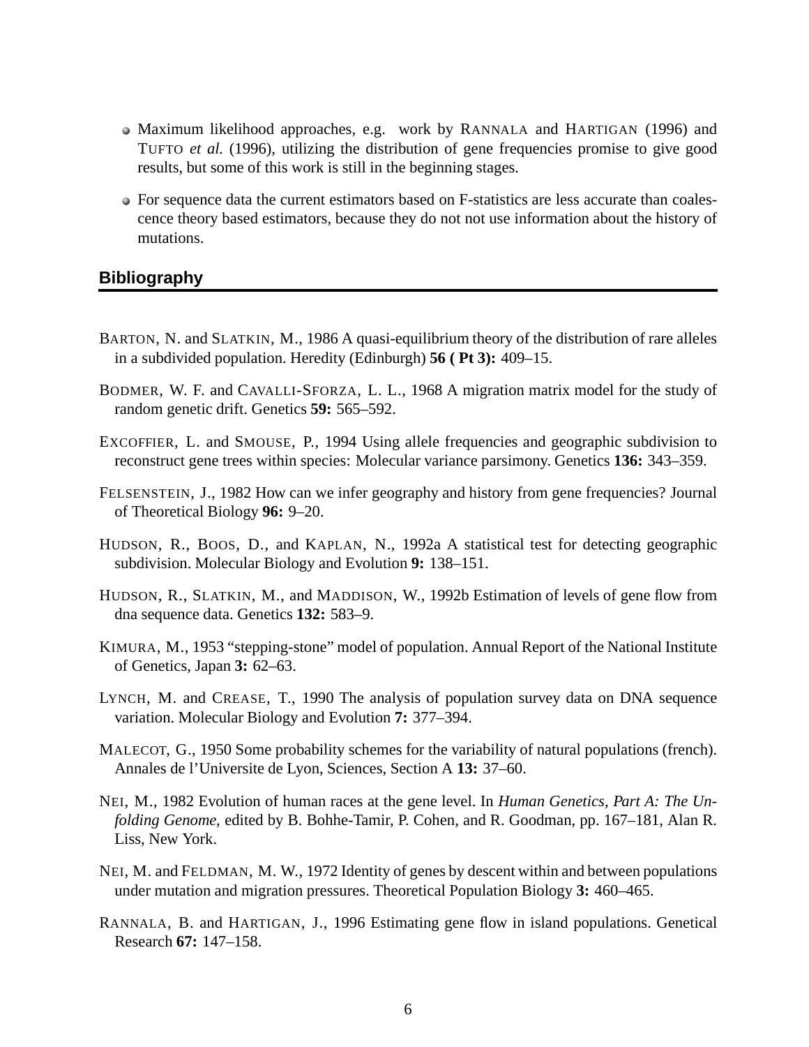- Maximum likelihood approaches, e.g. work by RANNALA and HARTIGAN (1996) and TUFTO *et al.* (1996), utilizing the distribution of gene frequencies promise to give good results, but some of this work is still in the beginning stages.
- For sequence data the current estimators based on F-statistics are less accurate than coalescence theory based estimators, because they do not not use information about the history of mutations.

## Bibliography

BARTON, N. and SLATKIN, M., 1986 A quasi-equilibrium theory of the distribution of rare alleles in a subdivided population. Heredity (Edinburgh) **56 ( Pt 3):** 409–15.

BODMER, W. F. and CAVALLI-SFORZA, L. L., 1968 A migration matrix model for the study of random genetic drift. Genetics **59:** 565–592.

EXCOFFIER, L. and SMOUSE, P., 1994 Using allele frequencies and geographic subdivision to reconstruct gene trees within species: Molecular variance parsimony. Genetics **136:** 343–359.

FELSENSTEIN, J., 1982 How can we infer geography and history from gene frequencies? Journal of Theoretical Biology **96:** 9–20.

HUDSON, R., BOOS, D., and KAPLAN, N., 1992a A statistical test for detecting geographic subdivision. Molecular Biology and Evolution **9:** 138–151.

HUDSON, R., SLATKIN, M., and MADDISON, W., 1992b Estimation of levels of gene flow from dna sequence data. Genetics **132:** 583–9.

KIMURA, M., 1953 "stepping-stone" model of population. Annual Report of the National Institute of Genetics, Japan **3:** 62–63.

LYNCH, M. and CREASE, T., 1990 The analysis of population survey data on DNA sequence variation. Molecular Biology and Evolution **7:** 377–394.

MALECOT, G., 1950 Some probability schemes for the variability of natural populations (french). Annales de l'Universite de Lyon, Sciences, Section A **13:** 37–60.

NEI, M., 1982 Evolution of human races at the gene level. In *Human Genetics, Part A: The Unfolding Genome*, edited by B. Bohhe-Tamir, P. Cohen, and R. Goodman, pp. 167–181, Alan R. Liss, New York.

NEI, M. and FELDMAN, M. W., 1972 Identity of genes by descent within and between populations under mutation and migration pressures. Theoretical Population Biology **3:** 460–465.

RANNALA, B. and HARTIGAN, J., 1996 Estimating gene flow in island populations. Genetical Research **67:** 147–158.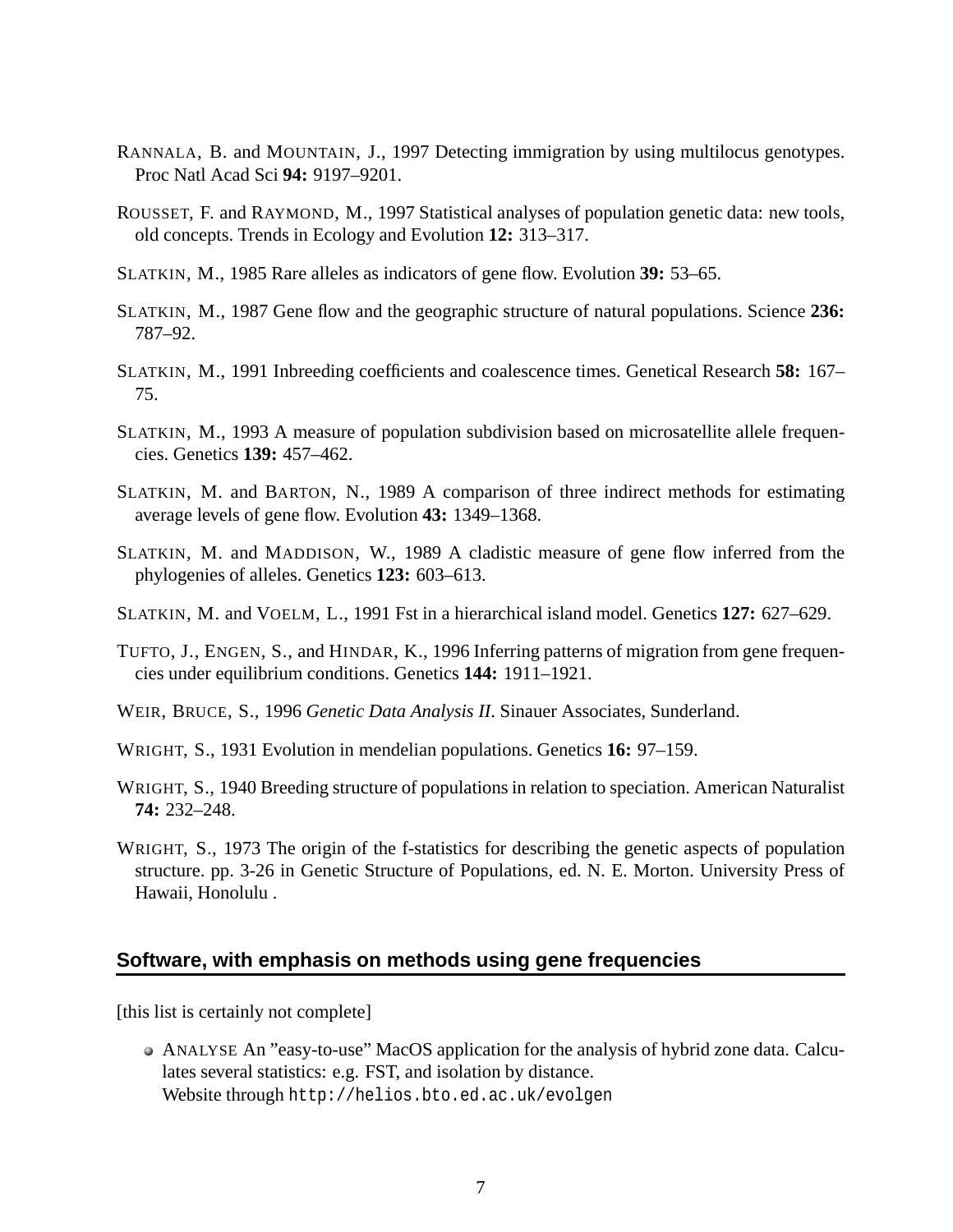RANNALA, B. and MOUNTAIN, J., 1997 Detecting immigration by using multilocus genotypes. Proc Natl Acad Sci **94:** 9197–9201.

ROUSSET, F. and RAYMOND, M., 1997 Statistical analyses of population genetic data: new tools, old concepts. Trends in Ecology and Evolution **12:** 313–317.

SLATKIN, M., 1985 Rare alleles as indicators of gene flow. Evolution **39:** 53–65.

SLATKIN, M., 1987 Gene flow and the geographic structure of natural populations. Science **236:** 787–92.

SLATKIN, M., 1991 Inbreeding coefficients and coalescence times. Genetical Research **58:** 167–75.

SLATKIN, M., 1993 A measure of population subdivision based on microsatellite allele frequencies. Genetics **139:** 457–462.

SLATKIN, M. and BARTON, N., 1989 A comparison of three indirect methods for estimating average levels of gene flow. Evolution **43:** 1349–1368.

SLATKIN, M. and MADDISON, W., 1989 A cladistic measure of gene flow inferred from the phylogenies of alleles. Genetics **123:** 603–613.

SLATKIN, M. and VOELM, L., 1991 Fst in a hierarchical island model. Genetics **127:** 627–629.

TUFTO, J., ENGEN, S., and HINDAR, K., 1996 Inferring patterns of migration from gene frequencies under equilibrium conditions. Genetics **144:** 1911–1921.

WEIR, BRUCE, S., 1996 *Genetic Data Analysis II*. Sinauer Associates, Sunderland.

WRIGHT, S., 1931 Evolution in mendelian populations. Genetics **16:** 97–159.

WRIGHT, S., 1940 Breeding structure of populations in relation to speciation. American Naturalist **74:** 232–248.

WRIGHT, S., 1973 The origin of the f-statistics for describing the genetic aspects of population structure. pp. 3-26 in Genetic Structure of Populations, ed. N. E. Morton. University Press of Hawaii, Honolulu .

## Software, with emphasis on methods using gene frequencies

[this list is certainly not complete]

- ANALYSE An "easy-to-use" MacOS application for the analysis of hybrid zone data. Calculates several statistics: e.g. FST, and isolation by distance.
  Website through `http://helios.bto.ed.ac.uk/evolgen`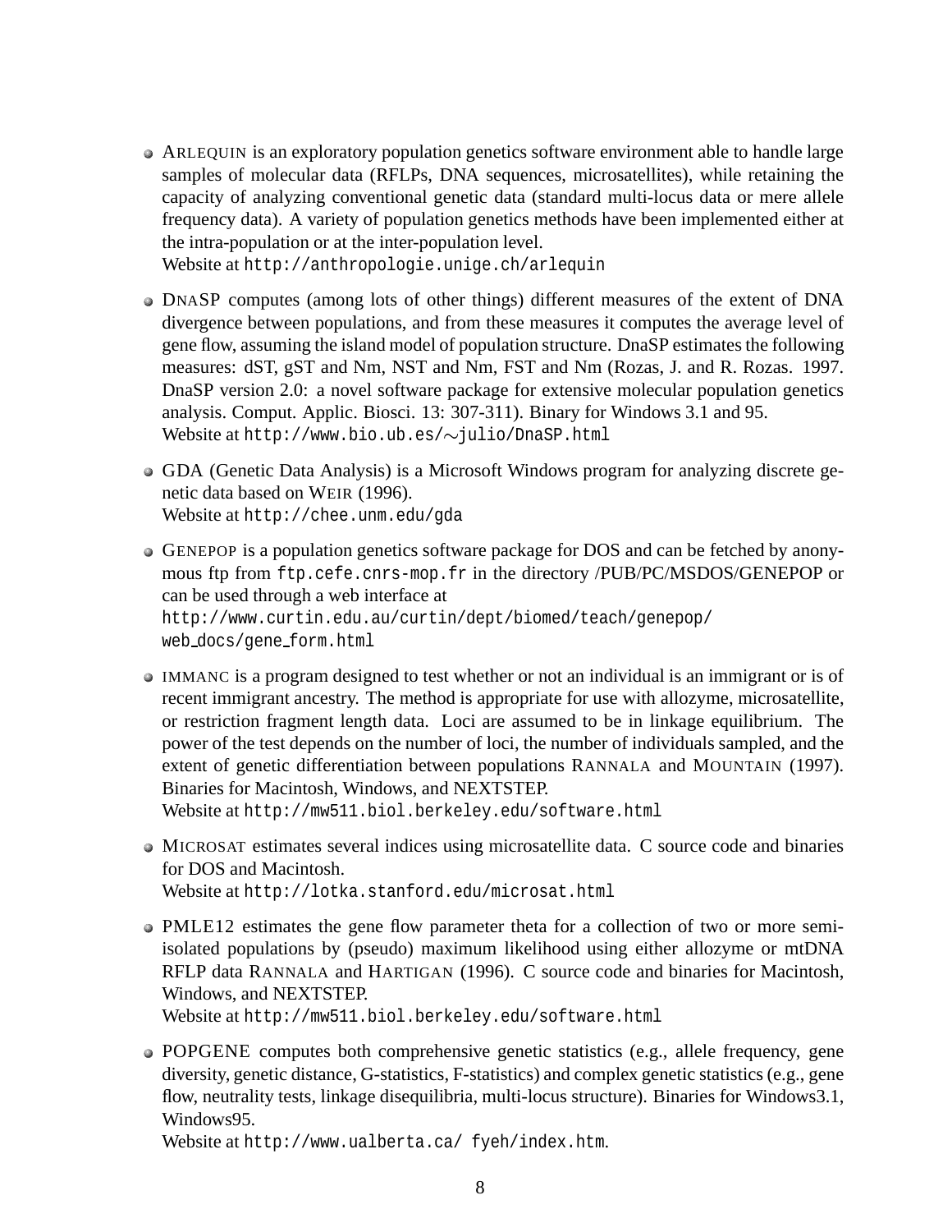- ARLEQUIN is an exploratory population genetics software environment able to handle large samples of molecular data (RFLPs, DNA sequences, microsatellites), while retaining the capacity of analyzing conventional genetic data (standard multi-locus data or mere allele frequency data). A variety of population genetics methods have been implemented either at the intra-population or at the inter-population level.
  Website at `http://anthropologie.unige.ch/arlequin`

- DNASP computes (among lots of other things) different measures of the extent of DNA divergence between populations, and from these measures it computes the average level of gene flow, assuming the island model of population structure. DnaSP estimates the following measures: dST, gST and Nm, NST and Nm, FST and Nm (Rozas, J. and R. Rozas. 1997. DnaSP version 2.0: a novel software package for extensive molecular population genetics analysis. Comput. Applic. Biosci. 13: 307-311). Binary for Windows 3.1 and 95.
  Website at `http://www.bio.ub.es/~julio/DnaSP.html`

- GDA (Genetic Data Analysis) is a Microsoft Windows program for analyzing discrete genetic data based on WEIR (1996).
  Website at `http://chee.unm.edu/gda`

- GENEPOP is a population genetics software package for DOS and can be fetched by anonymous ftp from `ftp.cefe.cnrs-mop.fr` in the directory /PUB/PC/MSDOS/GENEPOP or can be used through a web interface at
  `http://www.curtin.edu.au/curtin/dept/biomed/teach/genepop/web_docs/gene_form.html`

- IMMANC is a program designed to test whether or not an individual is an immigrant or is of recent immigrant ancestry. The method is appropriate for use with allozyme, microsatellite, or restriction fragment length data. Loci are assumed to be in linkage equilibrium. The power of the test depends on the number of loci, the number of individuals sampled, and the extent of genetic differentiation between populations RANNALA and MOUNTAIN (1997). Binaries for Macintosh, Windows, and NEXTSTEP.
  Website at `http://mw511.biol.berkeley.edu/software.html`

- MICROSAT estimates several indices using microsatellite data. C source code and binaries for DOS and Macintosh.
  Website at `http://lotka.stanford.edu/microsat.html`

- PMLE12 estimates the gene flow parameter theta for a collection of two or more semi-isolated populations by (pseudo) maximum likelihood using either allozyme or mtDNA RFLP data RANNALA and HARTIGAN (1996). C source code and binaries for Macintosh, Windows, and NEXTSTEP.
  Website at `http://mw511.biol.berkeley.edu/software.html`

- POPGENE computes both comprehensive genetic statistics (e.g., allele frequency, gene diversity, genetic distance, G-statistics, F-statistics) and complex genetic statistics (e.g., gene flow, neutrality tests, linkage disequilibria, multi-locus structure). Binaries for Windows3.1, Windows95.
  Website at `http://www.ualberta.ca/ fyeh/index.htm`.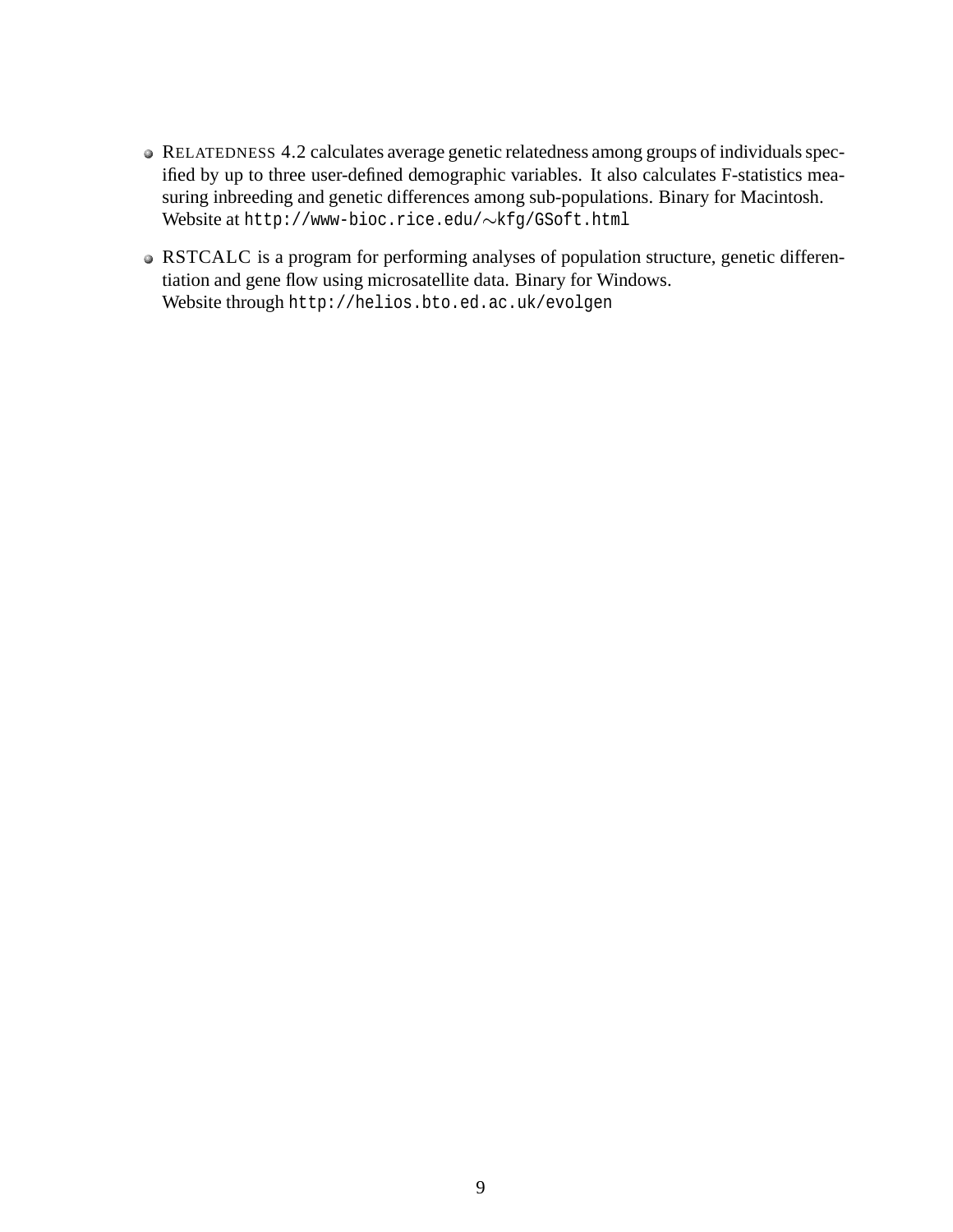- RELATEDNESS 4.2 calculates average genetic relatedness among groups of individuals specified by up to three user-defined demographic variables. It also calculates F-statistics measuring inbreeding and genetic differences among sub-populations. Binary for Macintosh. Website at `http://www-bioc.rice.edu/~kfg/GSoft.html`

- RSTCALC is a program for performing analyses of population structure, genetic differentiation and gene flow using microsatellite data. Binary for Windows.
  Website through `http://helios.bto.ed.ac.uk/evolgen`